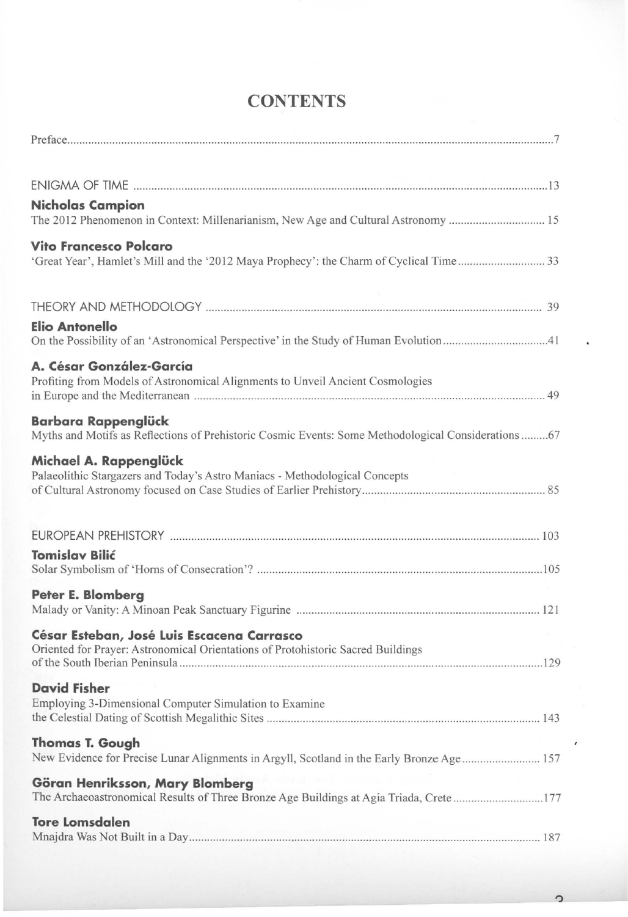# CONTENTS

Preface ..... 7

ENIGMA OF TIME ..... 13

**Nicholas Campion**
The 2012 Phenomenon in Context: Millenarianism, New Age and Cultural Astronomy ..... 15

**Vito Francesco Polcaro**
'Great Year', Hamlet's Mill and the '2012 Maya Prophecy': the Charm of Cyclical Time ..... 33

THEORY AND METHODOLOGY ..... 39

**Elio Antonello**
On the Possibility of an 'Astronomical Perspective' in the Study of Human Evolution ..... 41

**A. César González-García**
Profiting from Models of Astronomical Alignments to Unveil Ancient Cosmologies in Europe and the Mediterranean ..... 49

**Barbara Rappenglück**
Myths and Motifs as Reflections of Prehistoric Cosmic Events: Some Methodological Considerations ..... 67

**Michael A. Rappenglück**
Palaeolithic Stargazers and Today's Astro Maniacs - Methodological Concepts of Cultural Astronomy focused on Case Studies of Earlier Prehistory ..... 85

EUROPEAN PREHISTORY ..... 103

**Tomislav Bilić**
Solar Symbolism of 'Horns of Consecration'? ..... 105

**Peter E. Blomberg**
Malady or Vanity: A Minoan Peak Sanctuary Figurine ..... 121

**César Esteban, José Luis Escacena Carrasco**
Oriented for Prayer: Astronomical Orientations of Protohistoric Sacred Buildings of the South Iberian Peninsula ..... 129

**David Fisher**
Employing 3-Dimensional Computer Simulation to Examine the Celestial Dating of Scottish Megalithic Sites ..... 143

**Thomas T. Gough**
New Evidence for Precise Lunar Alignments in Argyll, Scotland in the Early Bronze Age ..... 157

**Göran Henriksson, Mary Blomberg**
The Archaeoastronomical Results of Three Bronze Age Buildings at Agia Triada, Crete ..... 177

**Tore Lomsdalen**
Mnajdra Was Not Built in a Day ..... 187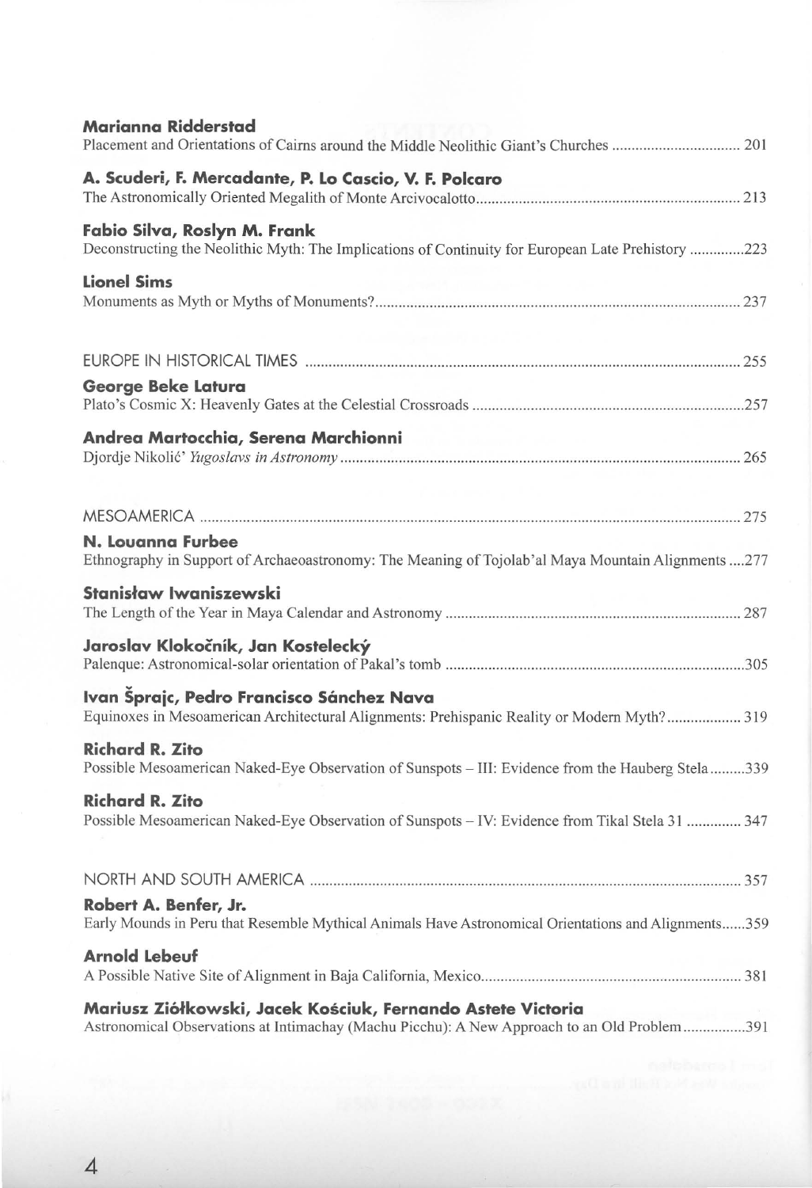**Marianna Ridderstad**
Placement and Orientations of Cairns around the Middle Neolithic Giant's Churches ................................ 201

**A. Scuderi, F. Mercadante, P. Lo Cascio, V. F. Polcaro**
The Astronomically Oriented Megalith of Monte Arcivocalotto.................................................................... 213

**Fabio Silva, Roslyn M. Frank**
Deconstructing the Neolithic Myth: The Implications of Continuity for European Late Prehistory ..............223

**Lionel Sims**
Monuments as Myth or Myths of Monuments?............................................................................................. 237

EUROPE IN HISTORICAL TIMES ............................................................................................................... 255

**George Beke Latura**
Plato's Cosmic X: Heavenly Gates at the Celestial Crossroads .....................................................................257

**Andrea Martocchia, Serena Marchionni**
Djordje Nikolić' *Yugoslavs in Astronomy* ...................................................................................................... 265

MESOAMERICA ............................................................................................................................................ 275

**N. Louanna Furbee**
Ethnography in Support of Archaeoastronomy: The Meaning of Tojolab'al Maya Mountain Alignments ....277

**Stanisław Iwaniszewski**
The Length of the Year in Maya Calendar and Astronomy ............................................................................ 287

**Jaroslav Klokočník, Jan Kostelecký**
Palenque: Astronomical-solar orientation of Pakal's tomb .............................................................................305

**Ivan Šprajc, Pedro Francisco Sánchez Nava**
Equinoxes in Mesoamerican Architectural Alignments: Prehispanic Reality or Modern Myth?................... 319

**Richard R. Zito**
Possible Mesoamerican Naked-Eye Observation of Sunspots – III: Evidence from the Hauberg Stela .........339

**Richard R. Zito**
Possible Mesoamerican Naked-Eye Observation of Sunspots – IV: Evidence from Tikal Stela 31 .............. 347

NORTH AND SOUTH AMERICA ................................................................................................................. 357

**Robert A. Benfer, Jr.**
Early Mounds in Peru that Resemble Mythical Animals Have Astronomical Orientations and Alignments......359

**Arnold Lebeuf**
A Possible Native Site of Alignment in Baja California, Mexico................................................................... 381

**Mariusz Ziółkowski, Jacek Kościuk, Fernando Astete Victoria**
Astronomical Observations at Intimachay (Machu Picchu): A New Approach to an Old Problem................391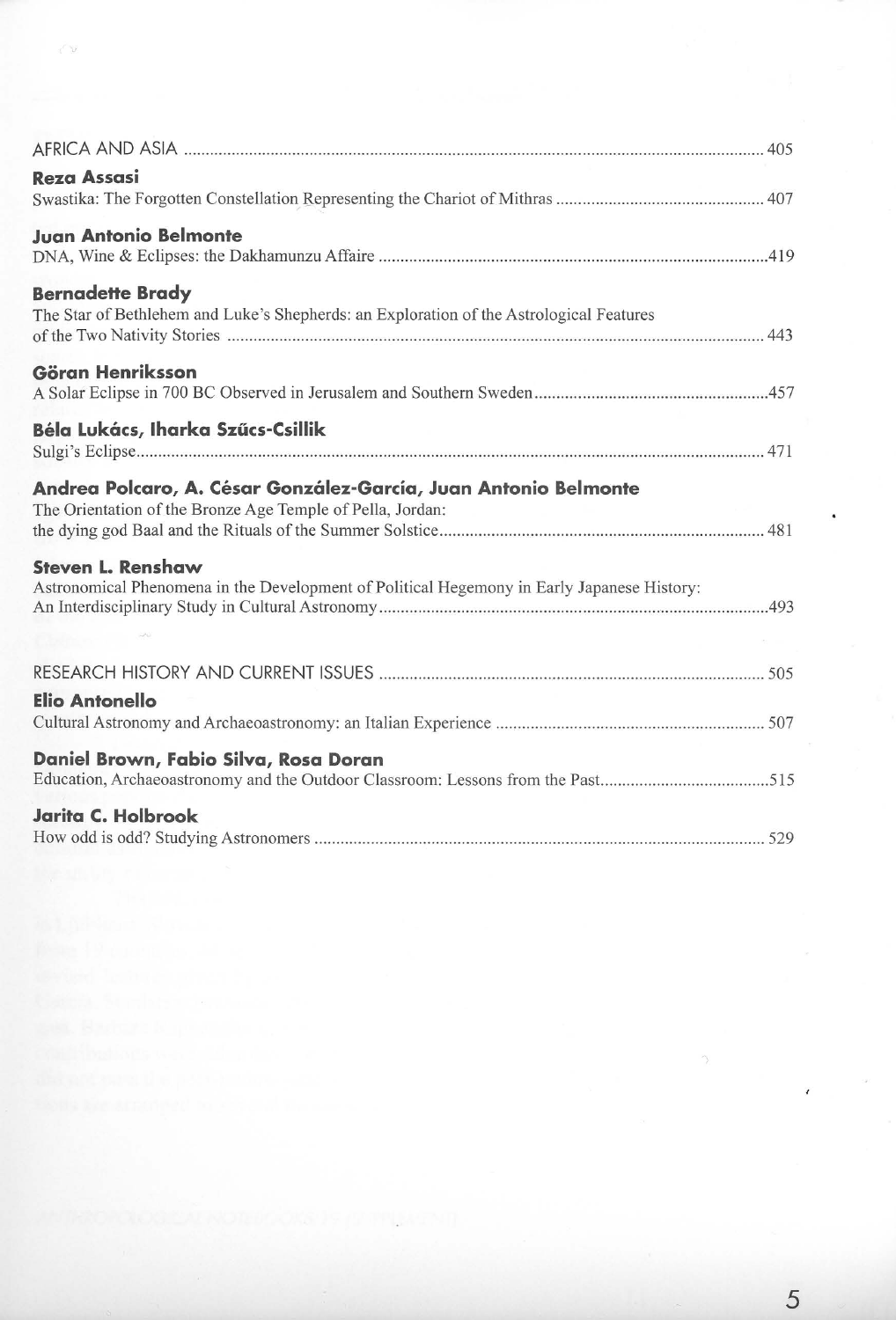AFRICA AND ASIA ........................................................................................................................ 405

**Reza Assasi**
Swastika: The Forgotten Constellation Representing the Chariot of Mithras ............................................ 407

**Juan Antonio Belmonte**
DNA, Wine & Eclipses: the Dakhamunzu Affaire ........................................................................................419

**Bernadette Brady**
The Star of Bethlehem and Luke's Shepherds: an Exploration of the Astrological Features of the Two Nativity Stories ........................................................................................................................ 443

**Göran Henriksson**
A Solar Eclipse in 700 BC Observed in Jerusalem and Southern Sweden....................................................457

**Béla Lukács, Iharka Szűcs-Csillik**
Sulgi's Eclipse.................................................................................................................................... 471

**Andrea Polcaro, A. César González-García, Juan Antonio Belmonte**
The Orientation of the Bronze Age Temple of Pella, Jordan: the dying god Baal and the Rituals of the Summer Solstice.......................................................................... 481

**Steven L. Renshaw**
Astronomical Phenomena in the Development of Political Hegemony in Early Japanese History: An Interdisciplinary Study in Cultural Astronomy.........................................................................................493

RESEARCH HISTORY AND CURRENT ISSUES ........................................................................................ 505

**Elio Antonello**
Cultural Astronomy and Archaeoastronomy: an Italian Experience ............................................................ 507

**Daniel Brown, Fabio Silva, Rosa Doran**
Education, Archaeoastronomy and the Outdoor Classroom: Lessons from the Past.......................................515

**Jarita C. Holbrook**
How odd is odd? Studying Astronomers ....................................................................................................... 529